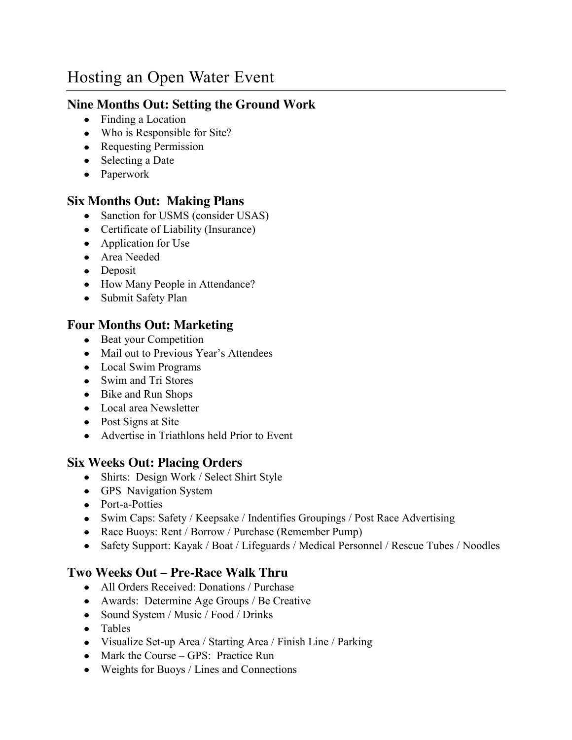# Hosting an Open Water Event

## Nine Months Out: Setting the Ground Work

- Finding a Location
- Who is Responsible for Site?
- Requesting Permission
- Selecting a Date
- Paperwork

## Six Months Out: Making Plans

- Sanction for USMS (consider USAS)
- Certificate of Liability (Insurance)
- Application for Use
- Area Needed
- Deposit
- How Many People in Attendance?
- Submit Safety Plan

## Four Months Out: Marketing

- Beat your Competition
- Mail out to Previous Year's Attendees
- Local Swim Programs
- Swim and Tri Stores
- Bike and Run Shops
- Local area Newsletter
- Post Signs at Site
- Advertise in Triathlons held Prior to Event

## Six Weeks Out: Placing Orders

- Shirts: Design Work / Select Shirt Style
- GPS Navigation System
- Port-a-Potties
- Swim Caps: Safety / Keepsake / Indentifies Groupings / Post Race Advertising
- Race Buoys: Rent / Borrow / Purchase (Remember Pump)
- Safety Support: Kayak / Boat / Lifeguards / Medical Personnel / Rescue Tubes / Noodles

## Two Weeks Out – Pre-Race Walk Thru

- All Orders Received: Donations / Purchase
- Awards: Determine Age Groups / Be Creative
- Sound System / Music / Food / Drinks
- Tables
- Visualize Set-up Area / Starting Area / Finish Line / Parking
- Mark the Course – GPS: Practice Run
- Weights for Buoys / Lines and Connections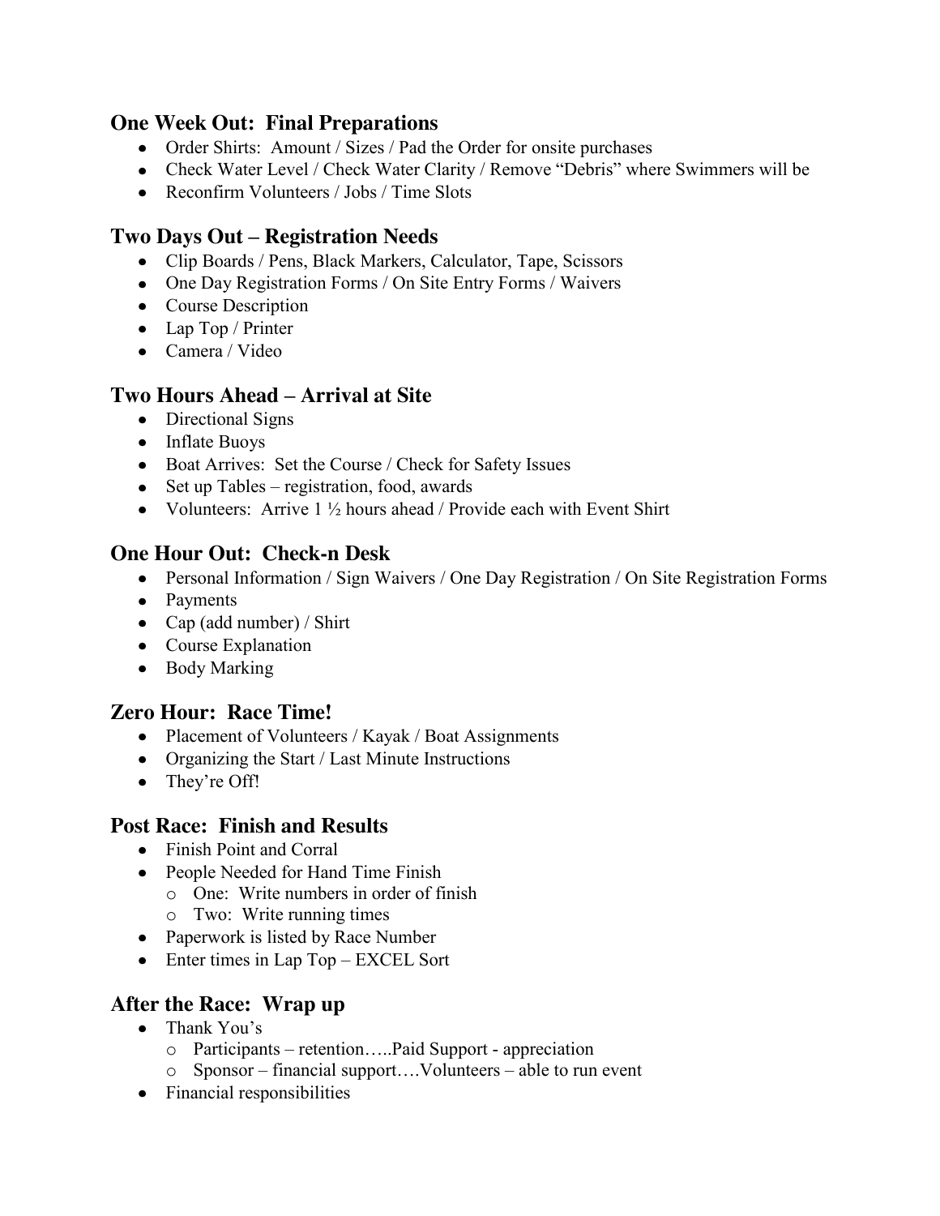### One Week Out: Final Preparations

- Order Shirts: Amount / Sizes / Pad the Order for onsite purchases
- Check Water Level / Check Water Clarity / Remove "Debris" where Swimmers will be
- Reconfirm Volunteers / Jobs / Time Slots

### Two Days Out – Registration Needs

- Clip Boards / Pens, Black Markers, Calculator, Tape, Scissors
- One Day Registration Forms / On Site Entry Forms / Waivers
- Course Description
- Lap Top / Printer
- Camera / Video

### Two Hours Ahead – Arrival at Site

- Directional Signs
- Inflate Buoys
- Boat Arrives: Set the Course / Check for Safety Issues
- Set up Tables – registration, food, awards
- Volunteers: Arrive 1 ½ hours ahead / Provide each with Event Shirt

### One Hour Out: Check-n Desk

- Personal Information / Sign Waivers / One Day Registration / On Site Registration Forms
- Payments
- Cap (add number) / Shirt
- Course Explanation
- Body Marking

### Zero Hour: Race Time!

- Placement of Volunteers / Kayak / Boat Assignments
- Organizing the Start / Last Minute Instructions
- They're Off!

### Post Race: Finish and Results

- Finish Point and Corral
- People Needed for Hand Time Finish
  - One: Write numbers in order of finish
  - Two: Write running times
- Paperwork is listed by Race Number
- Enter times in Lap Top – EXCEL Sort

### After the Race: Wrap up

- Thank You's
  - Participants – retention…..Paid Support - appreciation
  - Sponsor – financial support….Volunteers – able to run event
- Financial responsibilities